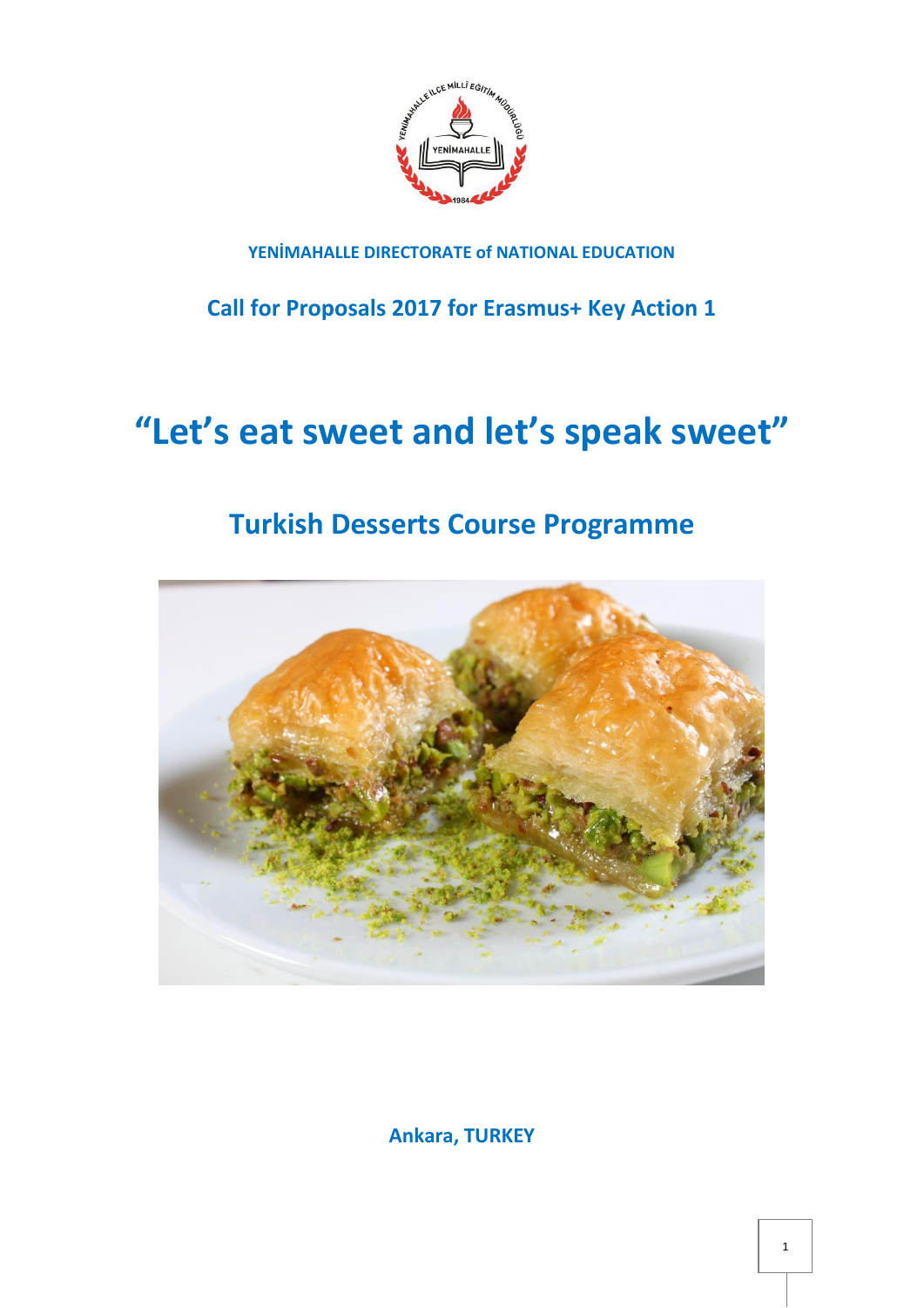**YENİMAHALLE DIRECTORATE of NATIONAL EDUCATION**

**Call for Proposals 2017 for Erasmus+ Key Action 1**

# “Let’s eat sweet and let’s speak sweet”

## Turkish Desserts Course Programme

**Ankara, TURKEY**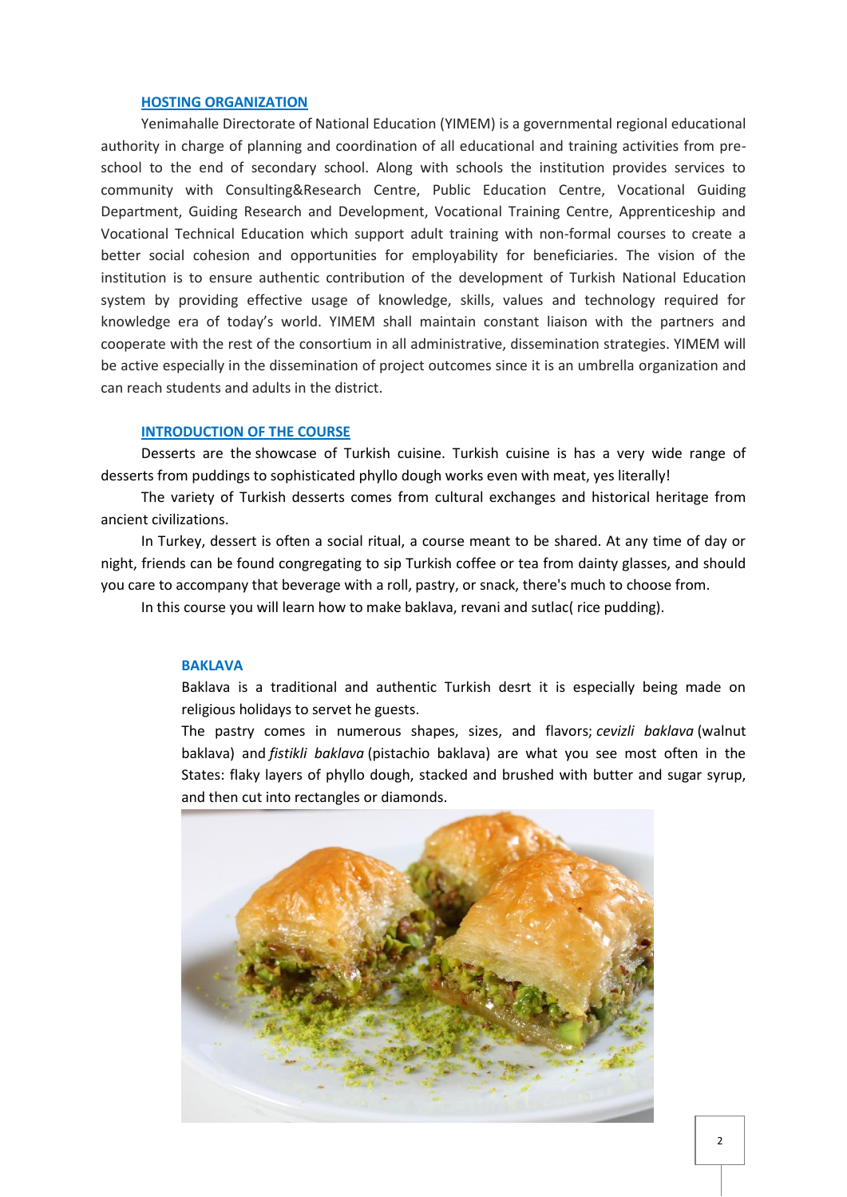## HOSTING ORGANIZATION

Yenimahalle Directorate of National Education (YIMEM) is a governmental regional educational authority in charge of planning and coordination of all educational and training activities from pre-school to the end of secondary school. Along with schools the institution provides services to community with Consulting&Research Centre, Public Education Centre, Vocational Guiding Department, Guiding Research and Development, Vocational Training Centre, Apprenticeship and Vocational Technical Education which support adult training with non-formal courses to create a better social cohesion and opportunities for employability for beneficiaries. The vision of the institution is to ensure authentic contribution of the development of Turkish National Education system by providing effective usage of knowledge, skills, values and technology required for knowledge era of today's world. YIMEM shall maintain constant liaison with the partners and cooperate with the rest of the consortium in all administrative, dissemination strategies. YIMEM will be active especially in the dissemination of project outcomes since it is an umbrella organization and can reach students and adults in the district.

## INTRODUCTION OF THE COURSE

Desserts are the showcase of Turkish cuisine. Turkish cuisine is has a very wide range of desserts from puddings to sophisticated phyllo dough works even with meat, yes literally!

The variety of Turkish desserts comes from cultural exchanges and historical heritage from ancient civilizations.

In Turkey, dessert is often a social ritual, a course meant to be shared. At any time of day or night, friends can be found congregating to sip Turkish coffee or tea from dainty glasses, and should you care to accompany that beverage with a roll, pastry, or snack, there's much to choose from.

In this course you will learn how to make baklava, revani and sutlac( rice pudding).

### BAKLAVA

Baklava is a traditional and authentic Turkish desrt it is especially being made on religious holidays to servet he guests.

The pastry comes in numerous shapes, sizes, and flavors; *cevizli baklava* (walnut baklava) and *fistikli baklava* (pistachio baklava) are what you see most often in the States: flaky layers of phyllo dough, stacked and brushed with butter and sugar syrup, and then cut into rectangles or diamonds.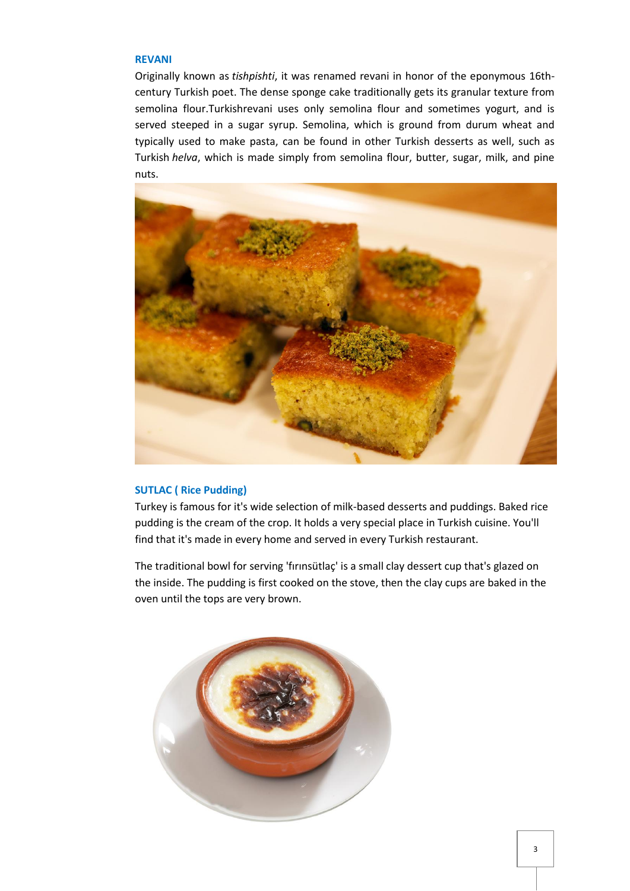### REVANI

Originally known as *tishpishti*, it was renamed revani in honor of the eponymous 16th-century Turkish poet. The dense sponge cake traditionally gets its granular texture from semolina flour.Turkishrevani uses only semolina flour and sometimes yogurt, and is served steeped in a sugar syrup. Semolina, which is ground from durum wheat and typically used to make pasta, can be found in other Turkish desserts as well, such as Turkish *helva*, which is made simply from semolina flour, butter, sugar, milk, and pine nuts.

### SUTLAC ( Rice Pudding)

Turkey is famous for it's wide selection of milk-based desserts and puddings. Baked rice pudding is the cream of the crop. It holds a very special place in Turkish cuisine. You'll find that it's made in every home and served in every Turkish restaurant.

The traditional bowl for serving 'fırınsütlaç' is a small clay dessert cup that's glazed on the inside. The pudding is first cooked on the stove, then the clay cups are baked in the oven until the tops are very brown.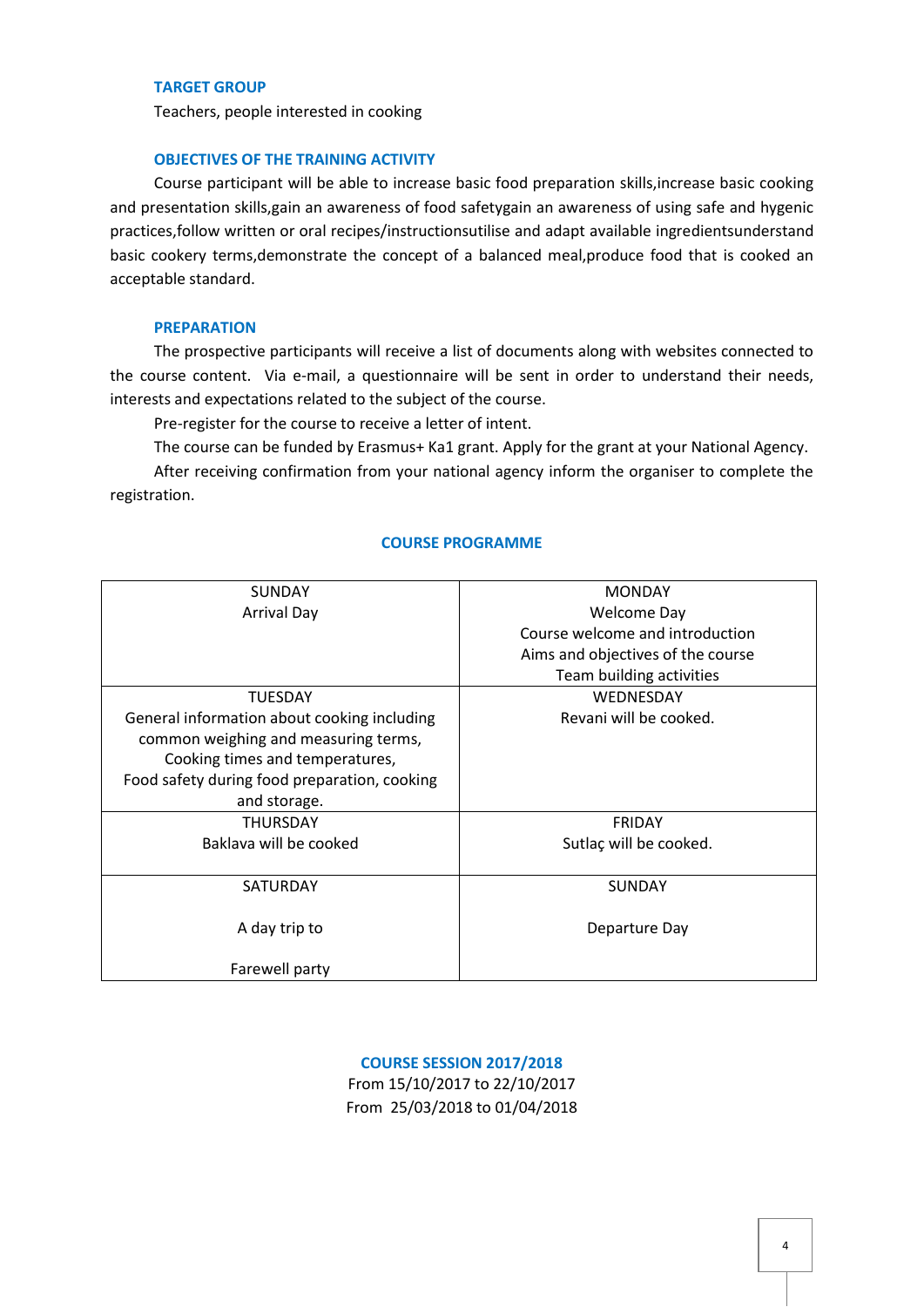### TARGET GROUP

Teachers, people interested in cooking

### OBJECTIVES OF THE TRAINING ACTIVITY

Course participant will be able to increase basic food preparation skills,increase basic cooking and presentation skills,gain an awareness of food safetygain an awareness of using safe and hygenic practices,follow written or oral recipes/instructionsutilise and adapt available ingredientsunderstand basic cookery terms,demonstrate the concept of a balanced meal,produce food that is cooked an acceptable standard.

### PREPARATION

The prospective participants will receive a list of documents along with websites connected to the course content. Via e-mail, a questionnaire will be sent in order to understand their needs, interests and expectations related to the subject of the course.

Pre-register for the course to receive a letter of intent.

The course can be funded by Erasmus+ Ka1 grant. Apply for the grant at your National Agency.

After receiving confirmation from your national agency inform the organiser to complete the registration.

### COURSE PROGRAMME

| | |
|---|---|
| SUNDAY<br>Arrival Day | MONDAY<br>Welcome Day<br>Course welcome and introduction<br>Aims and objectives of the course<br>Team building activities |
| TUESDAY<br>General information about cooking including common weighing and measuring terms,<br>Cooking times and temperatures,<br>Food safety during food preparation, cooking and storage. | WEDNESDAY<br>Revani will be cooked. |
| THURSDAY<br>Baklava will be cooked | FRIDAY<br>Sutlaç will be cooked. |
| SATURDAY<br><br>A day trip to<br><br>Farewell party | SUNDAY<br><br>Departure Day |

### COURSE SESSION 2017/2018

From 15/10/2017 to 22/10/2017

From 25/03/2018 to 01/04/2018